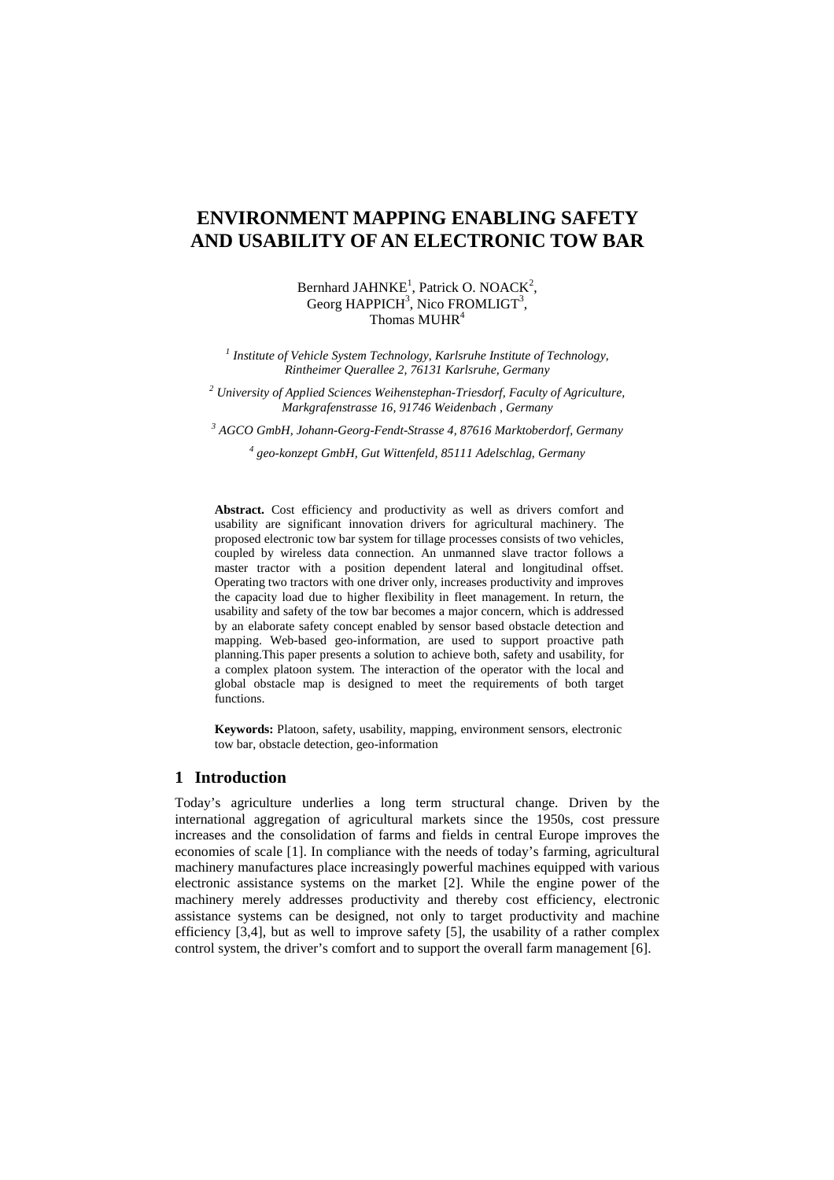# ENVIRONMENT MAPPING ENABLING SAFETY AND USABILITY OF AN ELECTRONIC TOW BAR

Bernhard JAHNKE[1], Patrick O. NOACK[2], Georg HAPPICH[3], Nico FROMLIGT[3], Thomas MUHR[4]

[1] *Institute of Vehicle System Technology, Karlsruhe Institute of Technology, Rintheimer Querallee 2, 76131 Karlsruhe, Germany*

[2] *University of Applied Sciences Weihenstephan-Triesdorf, Faculty of Agriculture, Markgrafenstrasse 16, 91746 Weidenbach , Germany*

[3] *AGCO GmbH, Johann-Georg-Fendt-Strasse 4, 87616 Marktoberdorf, Germany*

[4] *geo-konzept GmbH, Gut Wittenfeld, 85111 Adelschlag, Germany*

**Abstract.** Cost efficiency and productivity as well as drivers comfort and usability are significant innovation drivers for agricultural machinery. The proposed electronic tow bar system for tillage processes consists of two vehicles, coupled by wireless data connection. An unmanned slave tractor follows a master tractor with a position dependent lateral and longitudinal offset. Operating two tractors with one driver only, increases productivity and improves the capacity load due to higher flexibility in fleet management. In return, the usability and safety of the tow bar becomes a major concern, which is addressed by an elaborate safety concept enabled by sensor based obstacle detection and mapping. Web-based geo-information, are used to support proactive path planning.This paper presents a solution to achieve both, safety and usability, for a complex platoon system. The interaction of the operator with the local and global obstacle map is designed to meet the requirements of both target functions.

**Keywords:** Platoon, safety, usability, mapping, environment sensors, electronic tow bar, obstacle detection, geo-information

## 1 Introduction

Today's agriculture underlies a long term structural change. Driven by the international aggregation of agricultural markets since the 1950s, cost pressure increases and the consolidation of farms and fields in central Europe improves the economies of scale [1]. In compliance with the needs of today's farming, agricultural machinery manufactures place increasingly powerful machines equipped with various electronic assistance systems on the market [2]. While the engine power of the machinery merely addresses productivity and thereby cost efficiency, electronic assistance systems can be designed, not only to target productivity and machine efficiency [3,4], but as well to improve safety [5], the usability of a rather complex control system, the driver's comfort and to support the overall farm management [6].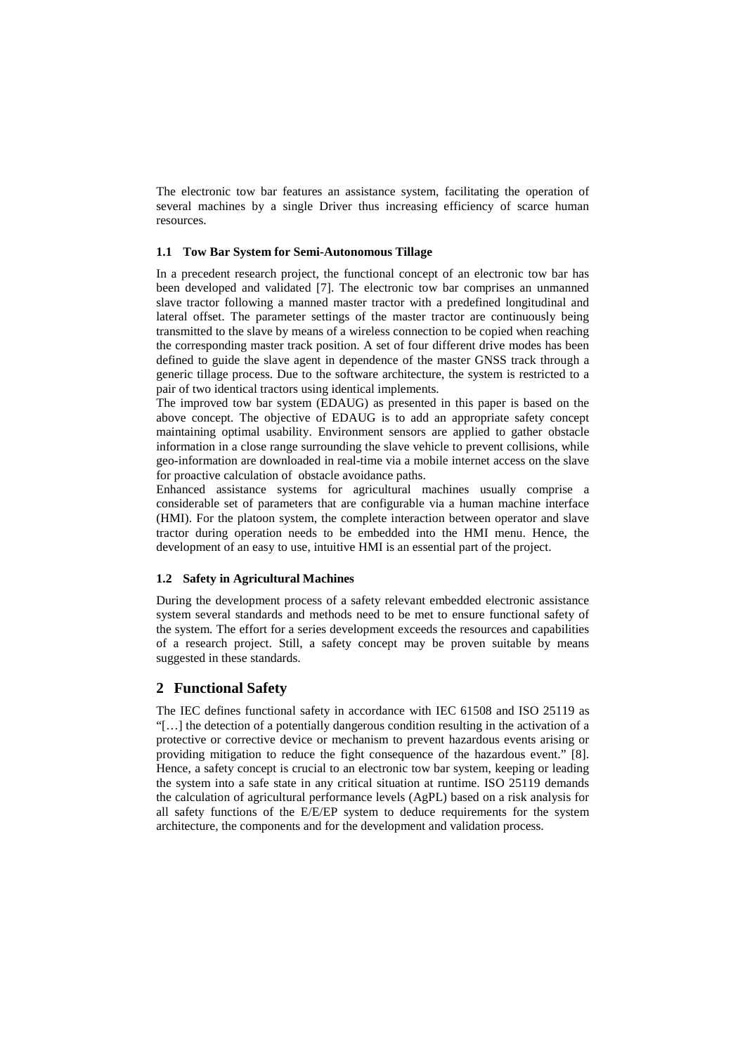The electronic tow bar features an assistance system, facilitating the operation of several machines by a single Driver thus increasing efficiency of scarce human resources.

### 1.1 Tow Bar System for Semi-Autonomous Tillage

In a precedent research project, the functional concept of an electronic tow bar has been developed and validated [7]. The electronic tow bar comprises an unmanned slave tractor following a manned master tractor with a predefined longitudinal and lateral offset. The parameter settings of the master tractor are continuously being transmitted to the slave by means of a wireless connection to be copied when reaching the corresponding master track position. A set of four different drive modes has been defined to guide the slave agent in dependence of the master GNSS track through a generic tillage process. Due to the software architecture, the system is restricted to a pair of two identical tractors using identical implements.

The improved tow bar system (EDAUG) as presented in this paper is based on the above concept. The objective of EDAUG is to add an appropriate safety concept maintaining optimal usability. Environment sensors are applied to gather obstacle information in a close range surrounding the slave vehicle to prevent collisions, while geo-information are downloaded in real-time via a mobile internet access on the slave for proactive calculation of obstacle avoidance paths.

Enhanced assistance systems for agricultural machines usually comprise a considerable set of parameters that are configurable via a human machine interface (HMI). For the platoon system, the complete interaction between operator and slave tractor during operation needs to be embedded into the HMI menu. Hence, the development of an easy to use, intuitive HMI is an essential part of the project.

### 1.2 Safety in Agricultural Machines

During the development process of a safety relevant embedded electronic assistance system several standards and methods need to be met to ensure functional safety of the system. The effort for a series development exceeds the resources and capabilities of a research project. Still, a safety concept may be proven suitable by means suggested in these standards.

## 2 Functional Safety

The IEC defines functional safety in accordance with IEC 61508 and ISO 25119 as "[…] the detection of a potentially dangerous condition resulting in the activation of a protective or corrective device or mechanism to prevent hazardous events arising or providing mitigation to reduce the fight consequence of the hazardous event." [8]. Hence, a safety concept is crucial to an electronic tow bar system, keeping or leading the system into a safe state in any critical situation at runtime. ISO 25119 demands the calculation of agricultural performance levels (AgPL) based on a risk analysis for all safety functions of the E/E/EP system to deduce requirements for the system architecture, the components and for the development and validation process.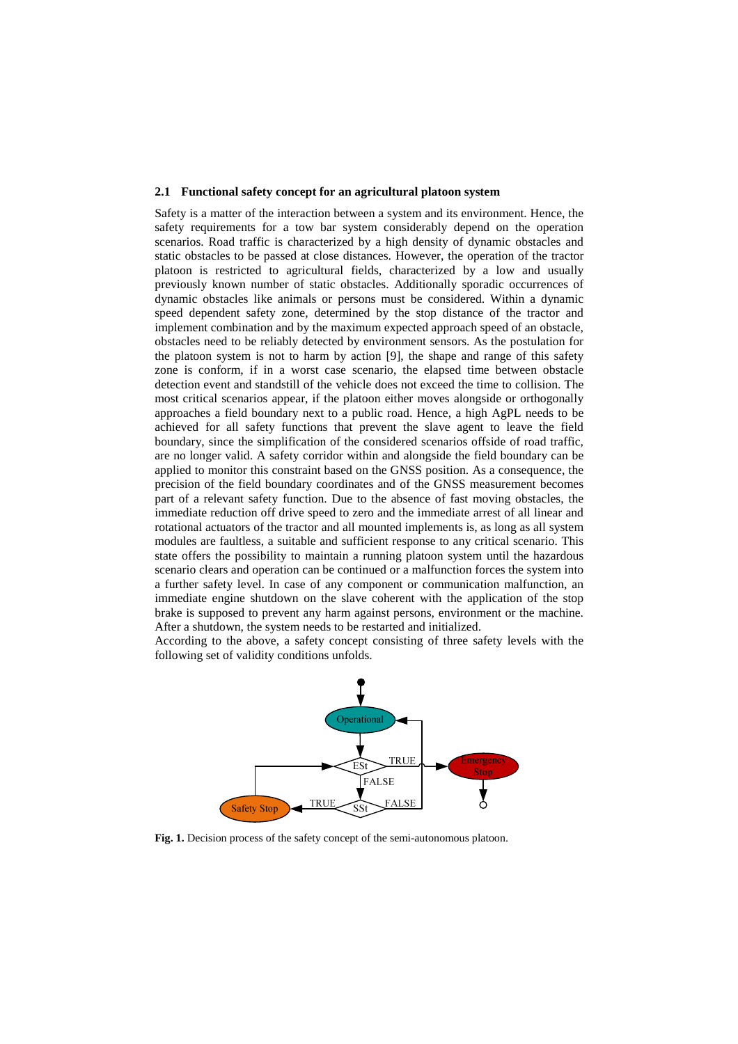### 2.1 Functional safety concept for an agricultural platoon system

Safety is a matter of the interaction between a system and its environment. Hence, the safety requirements for a tow bar system considerably depend on the operation scenarios. Road traffic is characterized by a high density of dynamic obstacles and static obstacles to be passed at close distances. However, the operation of the tractor platoon is restricted to agricultural fields, characterized by a low and usually previously known number of static obstacles. Additionally sporadic occurrences of dynamic obstacles like animals or persons must be considered. Within a dynamic speed dependent safety zone, determined by the stop distance of the tractor and implement combination and by the maximum expected approach speed of an obstacle, obstacles need to be reliably detected by environment sensors. As the postulation for the platoon system is not to harm by action [9], the shape and range of this safety zone is conform, if in a worst case scenario, the elapsed time between obstacle detection event and standstill of the vehicle does not exceed the time to collision. The most critical scenarios appear, if the platoon either moves alongside or orthogonally approaches a field boundary next to a public road. Hence, a high AgPL needs to be achieved for all safety functions that prevent the slave agent to leave the field boundary, since the simplification of the considered scenarios offside of road traffic, are no longer valid. A safety corridor within and alongside the field boundary can be applied to monitor this constraint based on the GNSS position. As a consequence, the precision of the field boundary coordinates and of the GNSS measurement becomes part of a relevant safety function. Due to the absence of fast moving obstacles, the immediate reduction off drive speed to zero and the immediate arrest of all linear and rotational actuators of the tractor and all mounted implements is, as long as all system modules are faultless, a suitable and sufficient response to any critical scenario. This state offers the possibility to maintain a running platoon system until the hazardous scenario clears and operation can be continued or a malfunction forces the system into a further safety level. In case of any component or communication malfunction, an immediate engine shutdown on the slave coherent with the application of the stop brake is supposed to prevent any harm against persons, environment or the machine. After a shutdown, the system needs to be restarted and initialized.

According to the above, a safety concept consisting of three safety levels with the following set of validity conditions unfolds.

**Fig. 1.** Decision process of the safety concept of the semi-autonomous platoon.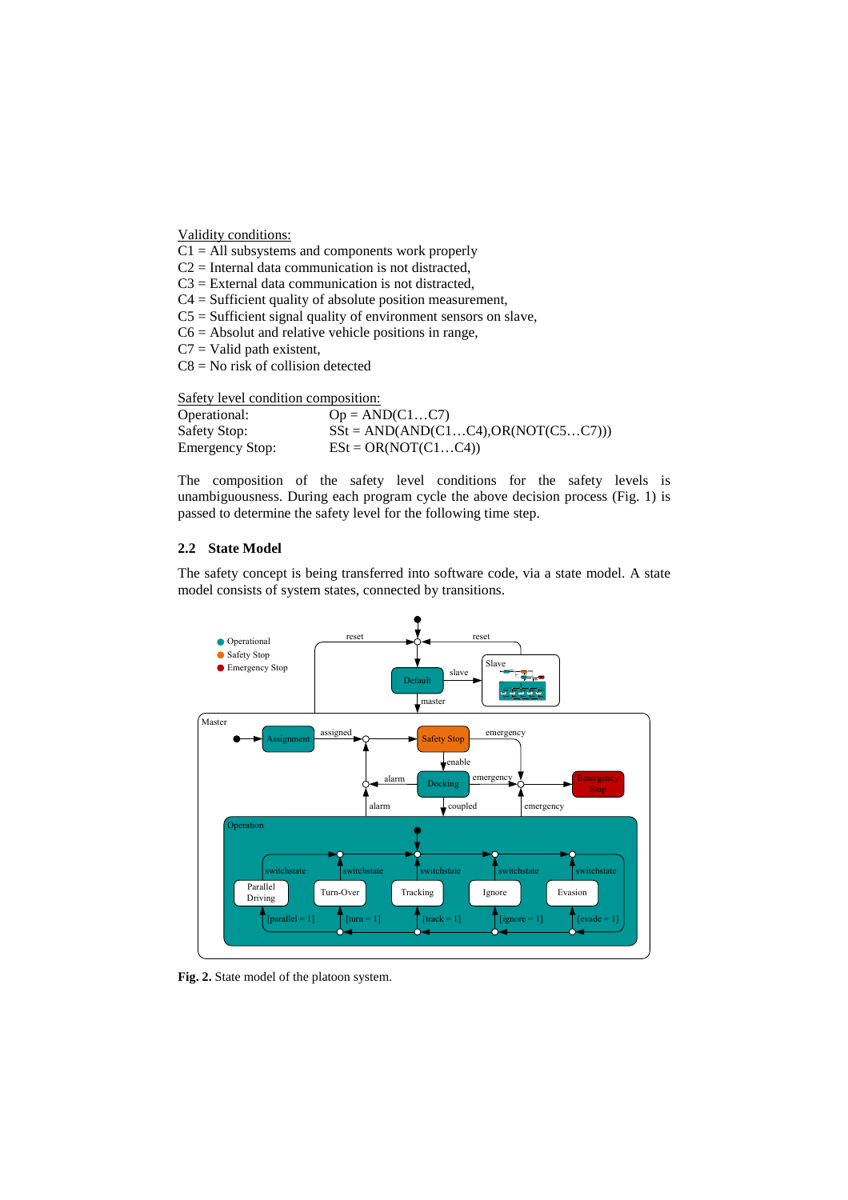Validity conditions:

C1 = All subsystems and components work properly
C2 = Internal data communication is not distracted,
C3 = External data communication is not distracted,
C4 = Sufficient quality of absolute position measurement,
C5 = Sufficient signal quality of environment sensors on slave,
C6 = Absolut and relative vehicle positions in range,
C7 = Valid path existent,
C8 = No risk of collision detected

Safety level condition composition:

| | |
|---|---|
| Operational: | Op = AND(C1…C7) |
| Safety Stop: | SSt = AND(AND(C1…C4),OR(NOT(C5…C7))) |
| Emergency Stop: | ESt = OR(NOT(C1…C4)) |

The composition of the safety level conditions for the safety levels is unambiguousness. During each program cycle the above decision process (Fig. 1) is passed to determine the safety level for the following time step.

## 2.2 State Model

The safety concept is being transferred into software code, via a state model. A state model consists of system states, connected by transitions.

**Fig. 2.** State model of the platoon system.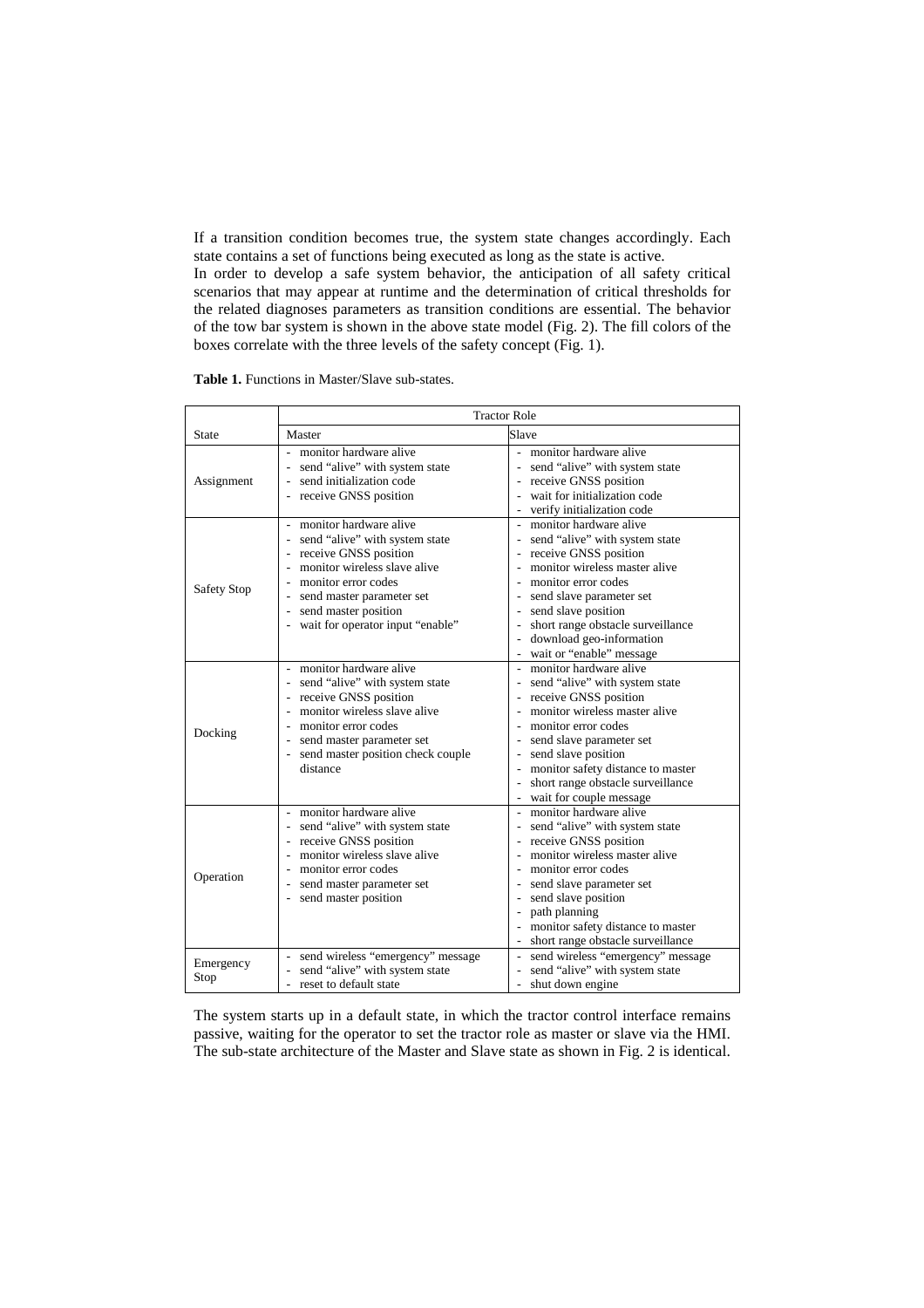If a transition condition becomes true, the system state changes accordingly. Each state contains a set of functions being executed as long as the state is active.

In order to develop a safe system behavior, the anticipation of all safety critical scenarios that may appear at runtime and the determination of critical thresholds for the related diagnoses parameters as transition conditions are essential. The behavior of the tow bar system is shown in the above state model (Fig. 2). The fill colors of the boxes correlate with the three levels of the safety concept (Fig. 1).

**Table 1.** Functions in Master/Slave sub-states.

| | Tractor Role | |
|---|---|---|
| State | Master | Slave |
| Assignment | - monitor hardware alive<br>- send "alive" with system state<br>- send initialization code<br>- receive GNSS position | - monitor hardware alive<br>- send "alive" with system state<br>- receive GNSS position<br>- wait for initialization code<br>- verify initialization code |
| Safety Stop | - monitor hardware alive<br>- send "alive" with system state<br>- receive GNSS position<br>- monitor wireless slave alive<br>- monitor error codes<br>- send master parameter set<br>- send master position<br>- wait for operator input "enable" | - monitor hardware alive<br>- send "alive" with system state<br>- receive GNSS position<br>- monitor wireless master alive<br>- monitor error codes<br>- send slave parameter set<br>- send slave position<br>- short range obstacle surveillance<br>- download geo-information<br>- wait or "enable" message |
| Docking | - monitor hardware alive<br>- send "alive" with system state<br>- receive GNSS position<br>- monitor wireless slave alive<br>- monitor error codes<br>- send master parameter set<br>- send master position check couple distance | - monitor hardware alive<br>- send "alive" with system state<br>- receive GNSS position<br>- monitor wireless master alive<br>- monitor error codes<br>- send slave parameter set<br>- send slave position<br>- monitor safety distance to master<br>- short range obstacle surveillance<br>- wait for couple message |
| Operation | - monitor hardware alive<br>- send "alive" with system state<br>- receive GNSS position<br>- monitor wireless slave alive<br>- monitor error codes<br>- send master parameter set<br>- send master position | - monitor hardware alive<br>- send "alive" with system state<br>- receive GNSS position<br>- monitor wireless master alive<br>- monitor error codes<br>- send slave parameter set<br>- send slave position<br>- path planning<br>- monitor safety distance to master<br>- short range obstacle surveillance |
| Emergency Stop | - send wireless "emergency" message<br>- send "alive" with system state<br>- reset to default state | - send wireless "emergency" message<br>- send "alive" with system state<br>- shut down engine |

The system starts up in a default state, in which the tractor control interface remains passive, waiting for the operator to set the tractor role as master or slave via the HMI. The sub-state architecture of the Master and Slave state as shown in Fig. 2 is identical.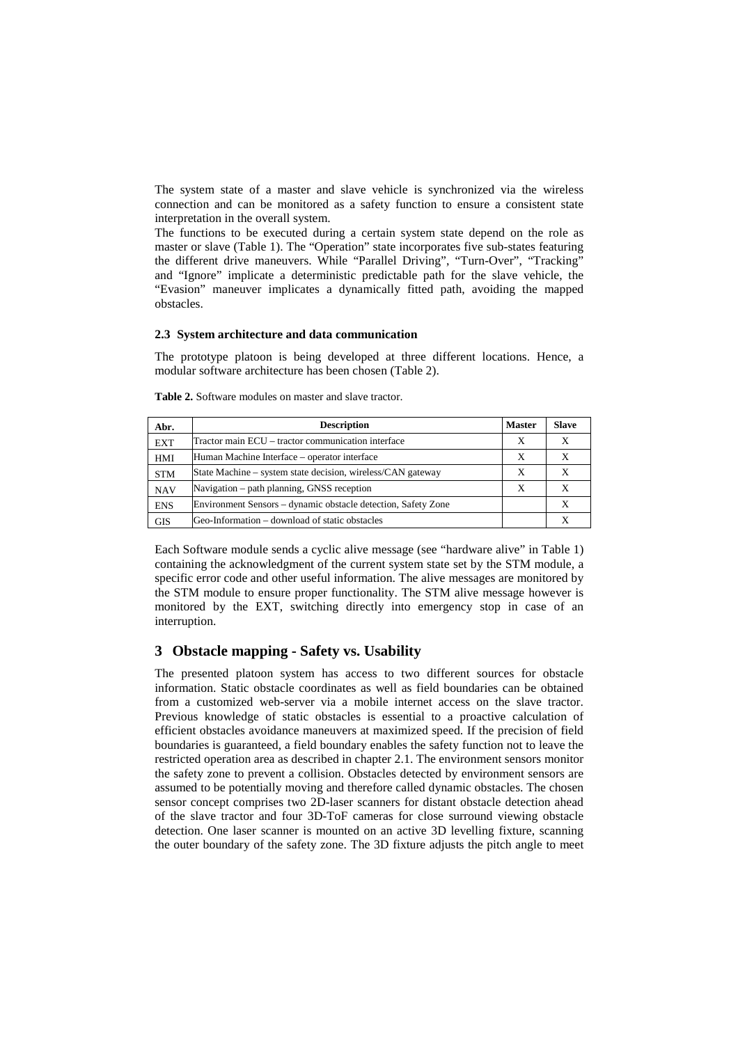The system state of a master and slave vehicle is synchronized via the wireless connection and can be monitored as a safety function to ensure a consistent state interpretation in the overall system.

The functions to be executed during a certain system state depend on the role as master or slave (Table 1). The "Operation" state incorporates five sub-states featuring the different drive maneuvers. While "Parallel Driving", "Turn-Over", "Tracking" and "Ignore" implicate a deterministic predictable path for the slave vehicle, the "Evasion" maneuver implicates a dynamically fitted path, avoiding the mapped obstacles.

### 2.3 System architecture and data communication

The prototype platoon is being developed at three different locations. Hence, a modular software architecture has been chosen (Table 2).

**Table 2.** Software modules on master and slave tractor.

| Abr. | Description | Master | Slave |
|---|---|---|---|
| EXT | Tractor main ECU – tractor communication interface | X | X |
| HMI | Human Machine Interface – operator interface | X | X |
| STM | State Machine – system state decision, wireless/CAN gateway | X | X |
| NAV | Navigation – path planning, GNSS reception | X | X |
| ENS | Environment Sensors – dynamic obstacle detection, Safety Zone | | X |
| GIS | Geo-Information – download of static obstacles | | X |

Each Software module sends a cyclic alive message (see "hardware alive" in Table 1) containing the acknowledgment of the current system state set by the STM module, a specific error code and other useful information. The alive messages are monitored by the STM module to ensure proper functionality. The STM alive message however is monitored by the EXT, switching directly into emergency stop in case of an interruption.

## 3 Obstacle mapping - Safety vs. Usability

The presented platoon system has access to two different sources for obstacle information. Static obstacle coordinates as well as field boundaries can be obtained from a customized web-server via a mobile internet access on the slave tractor. Previous knowledge of static obstacles is essential to a proactive calculation of efficient obstacles avoidance maneuvers at maximized speed. If the precision of field boundaries is guaranteed, a field boundary enables the safety function not to leave the restricted operation area as described in chapter 2.1. The environment sensors monitor the safety zone to prevent a collision. Obstacles detected by environment sensors are assumed to be potentially moving and therefore called dynamic obstacles. The chosen sensor concept comprises two 2D-laser scanners for distant obstacle detection ahead of the slave tractor and four 3D-ToF cameras for close surround viewing obstacle detection. One laser scanner is mounted on an active 3D levelling fixture, scanning the outer boundary of the safety zone. The 3D fixture adjusts the pitch angle to meet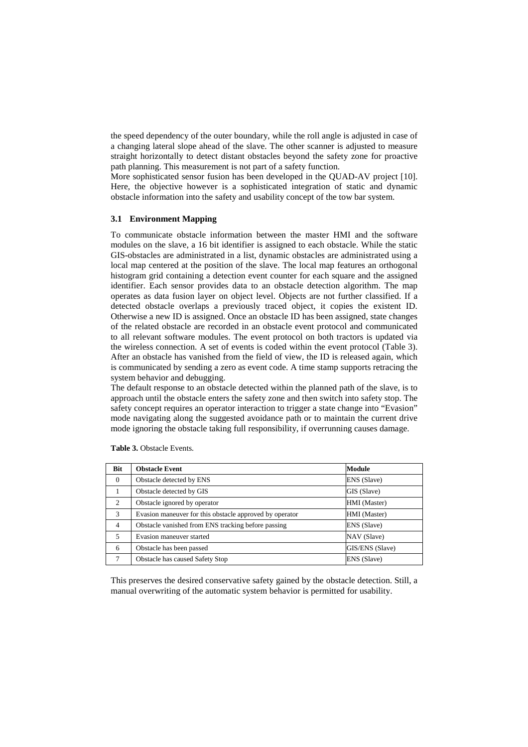the speed dependency of the outer boundary, while the roll angle is adjusted in case of a changing lateral slope ahead of the slave. The other scanner is adjusted to measure straight horizontally to detect distant obstacles beyond the safety zone for proactive path planning. This measurement is not part of a safety function.

More sophisticated sensor fusion has been developed in the QUAD-AV project [10]. Here, the objective however is a sophisticated integration of static and dynamic obstacle information into the safety and usability concept of the tow bar system.

### 3.1 Environment Mapping

To communicate obstacle information between the master HMI and the software modules on the slave, a 16 bit identifier is assigned to each obstacle. While the static GIS-obstacles are administrated in a list, dynamic obstacles are administrated using a local map centered at the position of the slave. The local map features an orthogonal histogram grid containing a detection event counter for each square and the assigned identifier. Each sensor provides data to an obstacle detection algorithm. The map operates as data fusion layer on object level. Objects are not further classified. If a detected obstacle overlaps a previously traced object, it copies the existent ID. Otherwise a new ID is assigned. Once an obstacle ID has been assigned, state changes of the related obstacle are recorded in an obstacle event protocol and communicated to all relevant software modules. The event protocol on both tractors is updated via the wireless connection. A set of events is coded within the event protocol (Table 3). After an obstacle has vanished from the field of view, the ID is released again, which is communicated by sending a zero as event code. A time stamp supports retracing the system behavior and debugging.

The default response to an obstacle detected within the planned path of the slave, is to approach until the obstacle enters the safety zone and then switch into safety stop. The safety concept requires an operator interaction to trigger a state change into "Evasion" mode navigating along the suggested avoidance path or to maintain the current drive mode ignoring the obstacle taking full responsibility, if overrunning causes damage.

**Table 3.** Obstacle Events.

| Bit | Obstacle Event | Module |
|---|---|---|
| 0 | Obstacle detected by ENS | ENS (Slave) |
| 1 | Obstacle detected by GIS | GIS (Slave) |
| 2 | Obstacle ignored by operator | HMI (Master) |
| 3 | Evasion maneuver for this obstacle approved by operator | HMI (Master) |
| 4 | Obstacle vanished from ENS tracking before passing | ENS (Slave) |
| 5 | Evasion maneuver started | NAV (Slave) |
| 6 | Obstacle has been passed | GIS/ENS (Slave) |
| 7 | Obstacle has caused Safety Stop | ENS (Slave) |

This preserves the desired conservative safety gained by the obstacle detection. Still, a manual overwriting of the automatic system behavior is permitted for usability.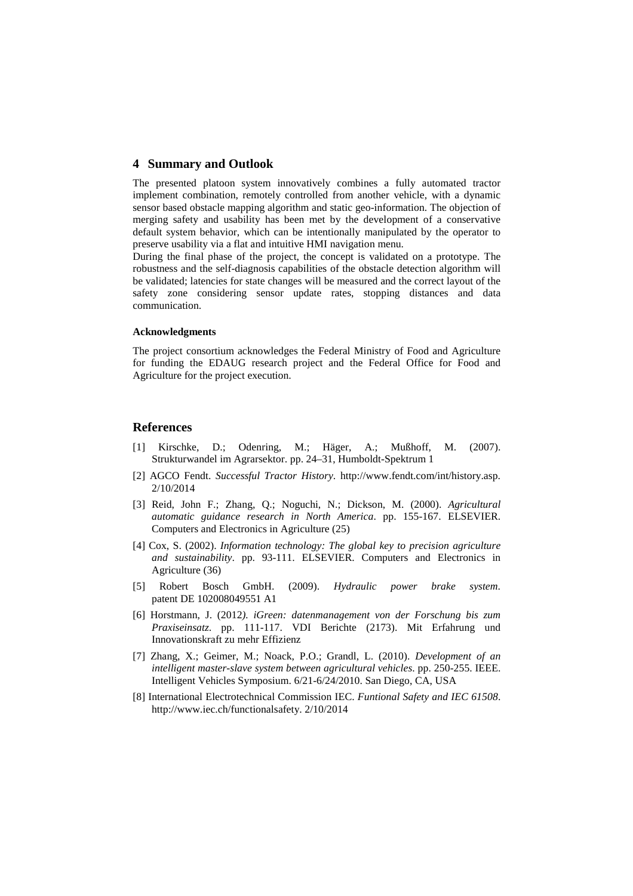## 4 Summary and Outlook

The presented platoon system innovatively combines a fully automated tractor implement combination, remotely controlled from another vehicle, with a dynamic sensor based obstacle mapping algorithm and static geo-information. The objection of merging safety and usability has been met by the development of a conservative default system behavior, which can be intentionally manipulated by the operator to preserve usability via a flat and intuitive HMI navigation menu.

During the final phase of the project, the concept is validated on a prototype. The robustness and the self-diagnosis capabilities of the obstacle detection algorithm will be validated; latencies for state changes will be measured and the correct layout of the safety zone considering sensor update rates, stopping distances and data communication.

#### Acknowledgments

The project consortium acknowledges the Federal Ministry of Food and Agriculture for funding the EDAUG research project and the Federal Office for Food and Agriculture for the project execution.

## References

[1] Kirschke, D.; Odenring, M.; Häger, A.; Mußhoff, M. (2007). Strukturwandel im Agrarsektor. pp. 24–31, Humboldt-Spektrum 1

[2] AGCO Fendt. *Successful Tractor History*. http://www.fendt.com/int/history.asp. 2/10/2014

[3] Reid, John F.; Zhang, Q.; Noguchi, N.; Dickson, M. (2000). *Agricultural automatic guidance research in North America*. pp. 155-167. ELSEVIER. Computers and Electronics in Agriculture (25)

[4] Cox, S. (2002). *Information technology: The global key to precision agriculture and sustainability*. pp. 93-111. ELSEVIER. Computers and Electronics in Agriculture (36)

[5] Robert Bosch GmbH. (2009). *Hydraulic power brake system*. patent DE 102008049551 A1

[6] Horstmann, J. (2012*). iGreen: datenmanagement von der Forschung bis zum Praxiseinsatz.* pp. 111-117. VDI Berichte (2173). Mit Erfahrung und Innovationskraft zu mehr Effizienz

[7] Zhang, X.; Geimer, M.; Noack, P.O.; Grandl, L. (2010). *Development of an intelligent master-slave system between agricultural vehicles*. pp. 250-255. IEEE. Intelligent Vehicles Symposium. 6/21-6/24/2010. San Diego, CA, USA

[8] International Electrotechnical Commission IEC. *Funtional Safety and IEC 61508*. http://www.iec.ch/functionalsafety. 2/10/2014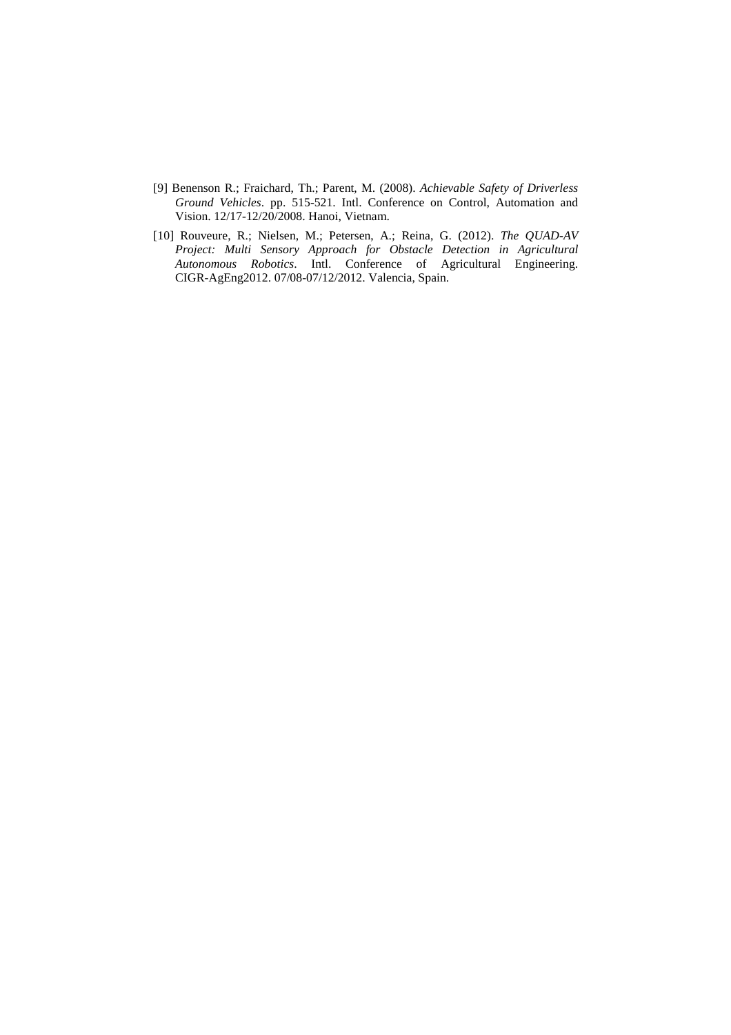[9] Benenson R.; Fraichard, Th.; Parent, M. (2008). *Achievable Safety of Driverless Ground Vehicles*. pp. 515-521. Intl. Conference on Control, Automation and Vision. 12/17-12/20/2008. Hanoi, Vietnam.

[10] Rouveure, R.; Nielsen, M.; Petersen, A.; Reina, G. (2012). *The QUAD-AV Project: Multi Sensory Approach for Obstacle Detection in Agricultural Autonomous Robotics*. Intl. Conference of Agricultural Engineering. CIGR-AgEng2012. 07/08-07/12/2012. Valencia, Spain.